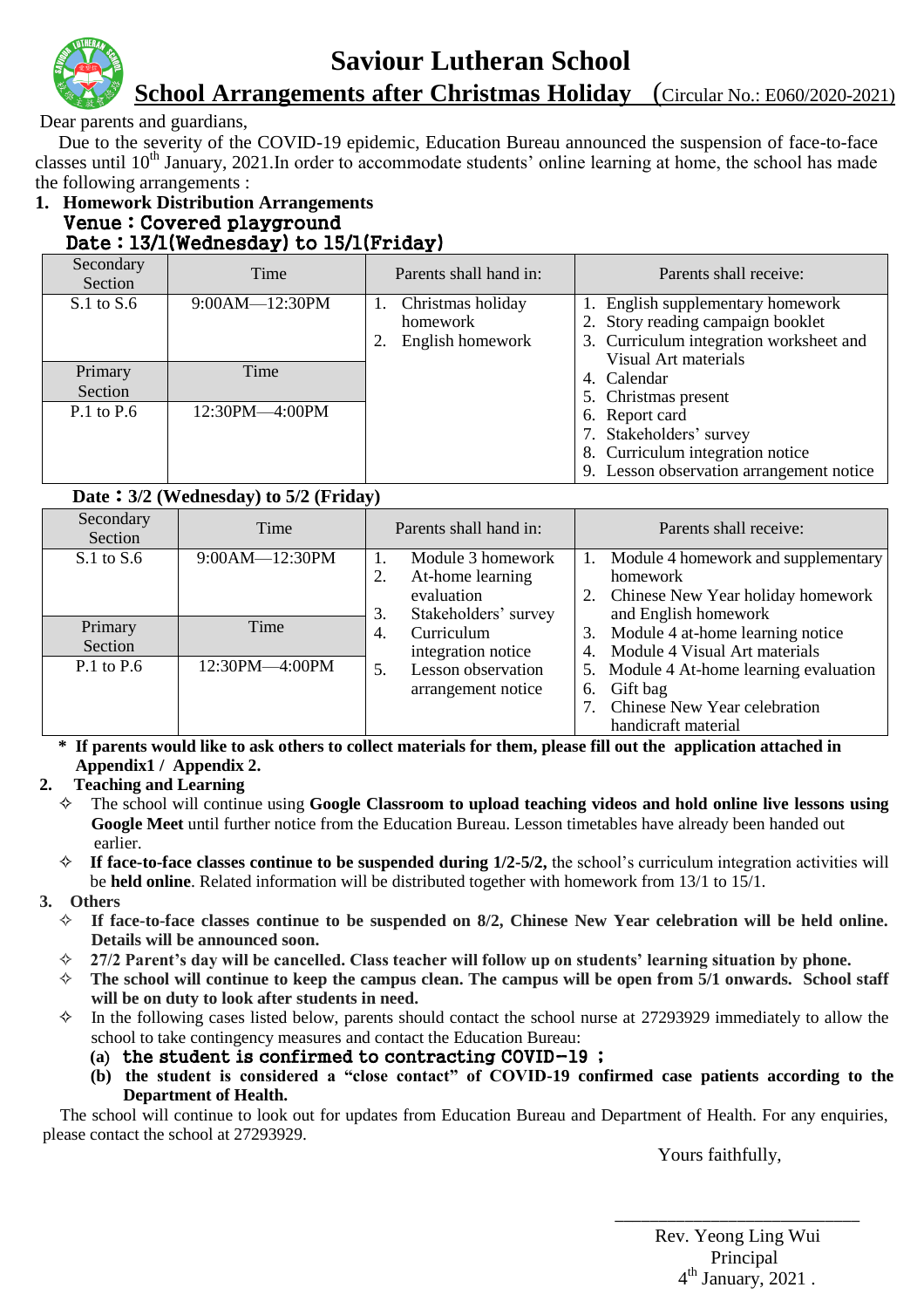# Saviour Lutheran School

## School Arrangements after Christmas Holiday (Circular No.: E060/2020-2021)

Dear parents and guardians,

Due to the severity of the COVID-19 epidemic, Education Bureau announced the suspension of face-to-face classes until 10th January, 2021.In order to accommodate students' online learning at home, the school has made the following arrangements :

1. **Homework Distribution Arrangements**

**Venue：Covered playground**

**Date：13/1(Wednesday) to 15/1(Friday)**

| Secondary Section | Time | Parents shall hand in: | Parents shall receive: |
|---|---|---|---|
| S.1 to S.6 | 9:00AM—12:30PM | 1. Christmas holiday homework<br>2. English homework | 1. English supplementary homework<br>2. Story reading campaign booklet<br>3. Curriculum integration worksheet and Visual Art materials<br>4. Calendar<br>5. Christmas present<br>6. Report card<br>7. Stakeholders' survey<br>8. Curriculum integration notice<br>9. Lesson observation arrangement notice |
| **Primary Section** | **Time** | | |
| P.1 to P.6 | 12:30PM—4:00PM | | |

**Date：3/2 (Wednesday) to 5/2 (Friday)**

| Secondary Section | Time | Parents shall hand in: | Parents shall receive: |
|---|---|---|---|
| S.1 to S.6 | 9:00AM—12:30PM | 1. Module 3 homework<br>2. At-home learning evaluation<br>3. Stakeholders' survey<br>4. Curriculum integration notice<br>5. Lesson observation arrangement notice | 1. Module 4 homework and supplementary homework<br>2. Chinese New Year holiday homework and English homework<br>3. Module 4 at-home learning notice<br>4. Module 4 Visual Art materials<br>5. Module 4 At-home learning evaluation<br>6. Gift bag<br>7. Chinese New Year celebration handicraft material |
| **Primary Section** | **Time** | | |
| P.1 to P.6 | 12:30PM—4:00PM | | |

**\* If parents would like to ask others to collect materials for them, please fill out the application attached in Appendix1 / Appendix 2.**

2. **Teaching and Learning**

- The school will continue using **Google Classroom to upload teaching videos and hold online live lessons using Google Meet** until further notice from the Education Bureau. Lesson timetables have already been handed out earlier.
- **If face-to-face classes continue to be suspended during 1/2-5/2,** the school's curriculum integration activities will be **held online**. Related information will be distributed together with homework from 13/1 to 15/1.

3. **Others**

- **If face-to-face classes continue to be suspended on 8/2, Chinese New Year celebration will be held online. Details will be announced soon.**
- **27/2 Parent's day will be cancelled. Class teacher will follow up on students' learning situation by phone.**
- **The school will continue to keep the campus clean. The campus will be open from 5/1 onwards. School staff will be on duty to look after students in need.**
- In the following cases listed below, parents should contact the school nurse at 27293929 immediately to allow the school to take contingency measures and contact the Education Bureau:
  - **(a) the student is confirmed to contracting COVID-19 ;**
  - **(b) the student is considered a "close contact" of COVID-19 confirmed case patients according to the Department of Health.**

The school will continue to look out for updates from Education Bureau and Department of Health. For any enquiries, please contact the school at 27293929.

Yours faithfully,

\_\_\_\_\_\_\_\_\_\_\_\_\_\_\_\_\_\_\_\_\_\_\_\_\_\_

Rev. Yeong Ling Wui

Principal

4th January, 2021 .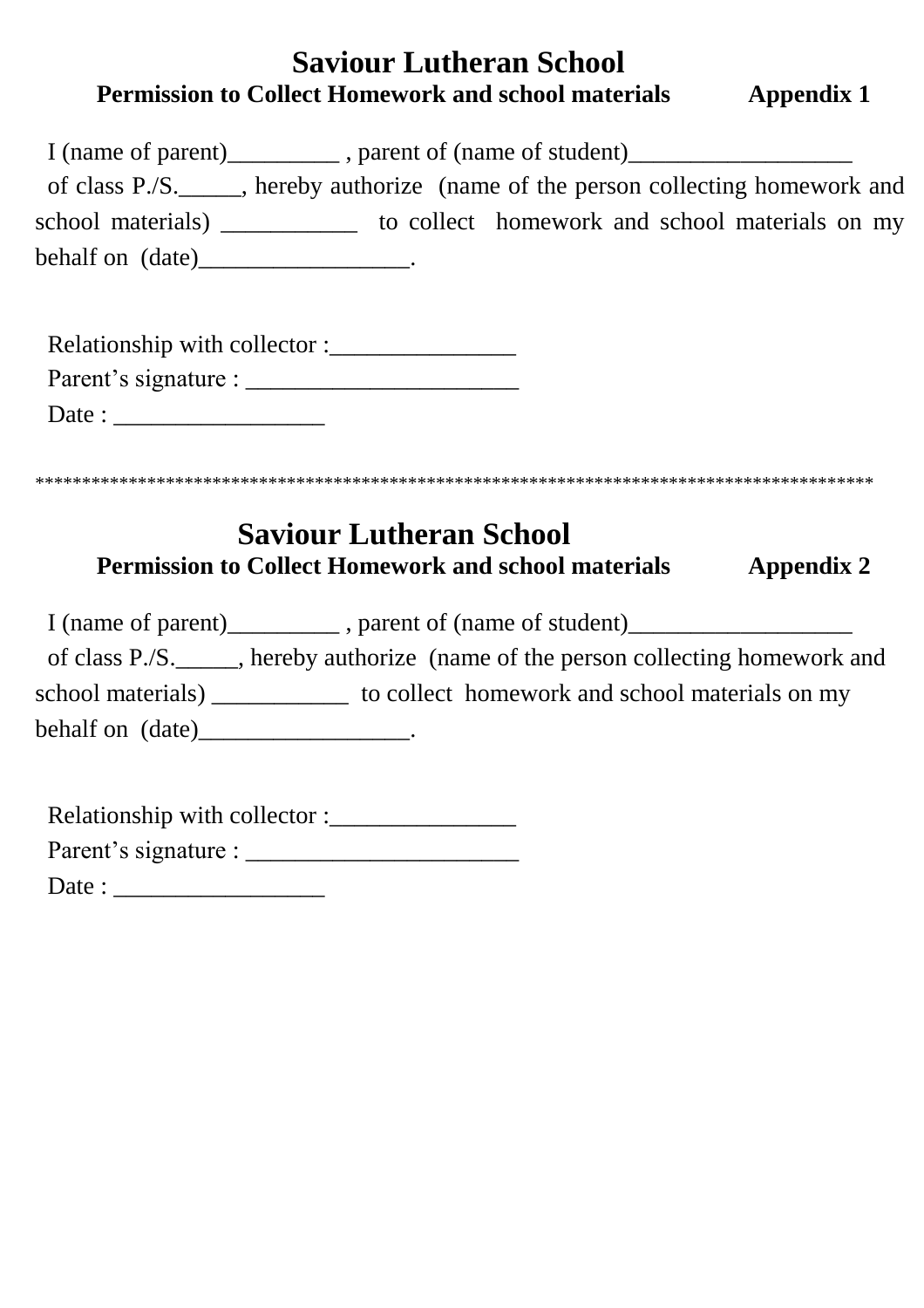# Saviour Lutheran School

**Permission to Collect Homework and school materials Appendix 1**

I (name of parent)_________ , parent of (name of student)__________________ of class P./S._____, hereby authorize (name of the person collecting homework and school materials) ___________ to collect homework and school materials on my behalf on (date)_________________.

Relationship with collector :_______________

Parent's signature : ______________________

Date : _________________

*******************************************************************************************

# Saviour Lutheran School

**Permission to Collect Homework and school materials Appendix 2**

I (name of parent)_________ , parent of (name of student)__________________ of class P./S._____, hereby authorize (name of the person collecting homework and school materials) ___________ to collect homework and school materials on my behalf on (date)_________________.

Relationship with collector :_______________

Parent's signature : ______________________

Date : _________________